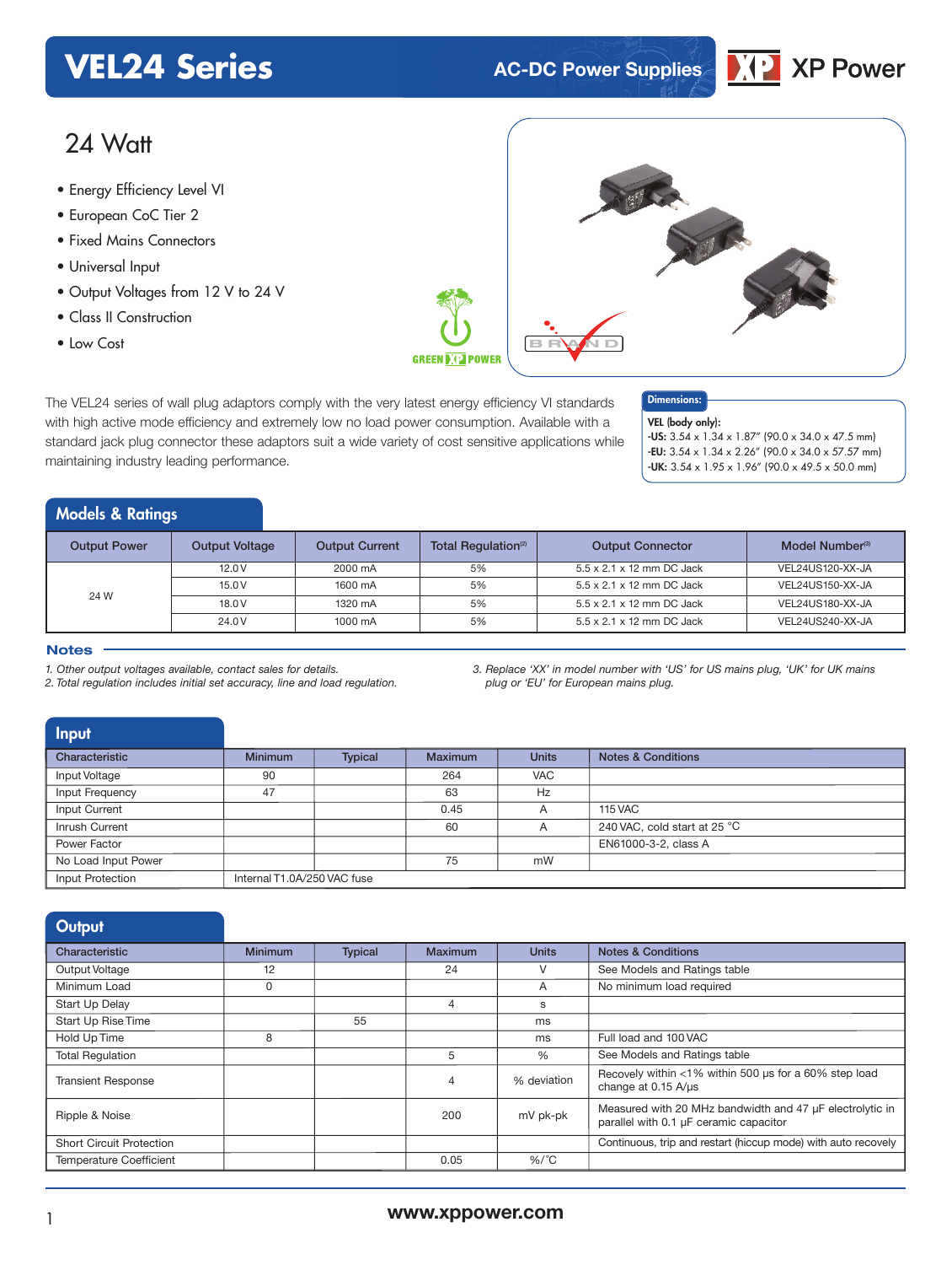# VEL24 Series

AC-DC Power Supplies

XP Power

## 24 Watt

- Energy Efficiency Level VI
- European CoC Tier 2
- Fixed Mains Connectors
- Universal Input
- Output Voltages from 12 V to 24 V
- Class II Construction
- Low Cost

GREEN XP POWER

The VEL24 series of wall plug adaptors comply with the very latest energy efficiency VI standards with high active mode efficiency and extremely low no load power consumption. Available with a standard jack plug connector these adaptors suit a wide variety of cost sensitive applications while maintaining industry leading performance.

**Dimensions:**

**VEL (body only):**
**-US:** 3.54 x 1.34 x 1.87" (90.0 x 34.0 x 47.5 mm)
**-EU:** 3.54 x 1.34 x 2.26" (90.0 x 34.0 x 57.57 mm)
**-UK:** 3.54 x 1.95 x 1.96" (90.0 x 49.5 x 50.0 mm)

## Models & Ratings

| Output Power | Output Voltage | Output Current | Total Regulation[2] | Output Connector | Model Number[3] |
|---|---|---|---|---|---|
| 24 W | 12.0 V | 2000 mA | 5% | 5.5 x 2.1 x 12 mm DC Jack | VEL24US120-XX-JA |
| | 15.0 V | 1600 mA | 5% | 5.5 x 2.1 x 12 mm DC Jack | VEL24US150-XX-JA |
| | 18.0 V | 1320 mA | 5% | 5.5 x 2.1 x 12 mm DC Jack | VEL24US180-XX-JA |
| | 24.0 V | 1000 mA | 5% | 5.5 x 2.1 x 12 mm DC Jack | VEL24US240-XX-JA |

### Notes

*1. Other output voltages available, contact sales for details.*
*2. Total regulation includes initial set accuracy, line and load regulation.*
*3. Replace 'XX' in model number with 'US' for US mains plug, 'UK' for UK mains plug or 'EU' for European mains plug.*

## Input

| Characteristic | Minimum | Typical | Maximum | Units | Notes & Conditions |
|---|---|---|---|---|---|
| Input Voltage | 90 | | 264 | VAC | |
| Input Frequency | 47 | | 63 | Hz | |
| Input Current | | | 0.45 | A | 115 VAC |
| Inrush Current | | | 60 | A | 240 VAC, cold start at 25 °C |
| Power Factor | | | | | EN61000-3-2, class A |
| No Load Input Power | | | 75 | mW | |
| Input Protection | Internal T1.0A/250 VAC fuse | | | | |

## Output

| Characteristic | Minimum | Typical | Maximum | Units | Notes & Conditions |
|---|---|---|---|---|---|
| Output Voltage | 12 | | 24 | V | See Models and Ratings table |
| Minimum Load | 0 | | | A | No minimum load required |
| Start Up Delay | | | 4 | s | |
| Start Up Rise Time | | 55 | | ms | |
| Hold Up Time | 8 | | | ms | Full load and 100 VAC |
| Total Regulation | | | 5 | % | See Models and Ratings table |
| Transient Response | | | 4 | % deviation | Recovery within <1% within 500 µs for a 60% step load change at 0.15 A/µs |
| Ripple & Noise | | | 200 | mV pk-pk | Measured with 20 MHz bandwidth and 47 µF electrolytic in parallel with 0.1 µF ceramic capacitor |
| Short Circuit Protection | | | | | Continuous, trip and restart (hiccup mode) with auto recovely |
| Temperature Coefficient | | | 0.05 | %/°C | |

www.xppower.com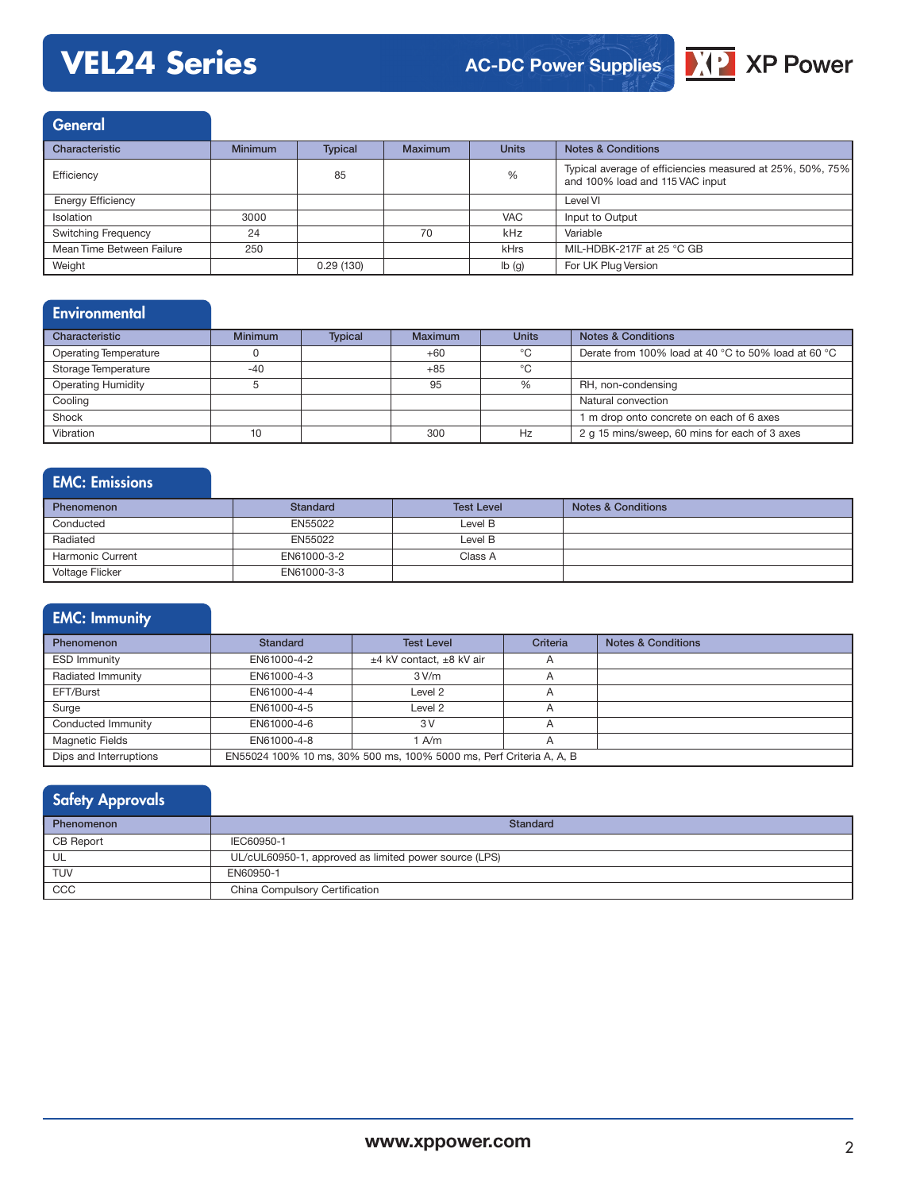## General

| Characteristic | Minimum | Typical | Maximum | Units | Notes & Conditions |
|---|---|---|---|---|---|
| Efficiency | | 85 | | % | Typical average of efficiencies measured at 25%, 50%, 75% and 100% load and 115 VAC input |
| Energy Efficiency | | | | | Level VI |
| Isolation | 3000 | | | VAC | Input to Output |
| Switching Frequency | 24 | | 70 | kHz | Variable |
| Mean Time Between Failure | 250 | | | kHrs | MIL-HDBK-217F at 25 °C GB |
| Weight | | 0.29 (130) | | lb (g) | For UK Plug Version |

## Environmental

| Characteristic | Minimum | Typical | Maximum | Units | Notes & Conditions |
|---|---|---|---|---|---|
| Operating Temperature | 0 | | +60 | °C | Derate from 100% load at 40 °C to 50% load at 60 °C |
| Storage Temperature | -40 | | +85 | °C | |
| Operating Humidity | 5 | | 95 | % | RH, non-condensing |
| Cooling | | | | | Natural convection |
| Shock | | | | | 1 m drop onto concrete on each of 6 axes |
| Vibration | 10 | | 300 | Hz | 2 g 15 mins/sweep, 60 mins for each of 3 axes |

## EMC: Emissions

| Phenomenon | Standard | Test Level | Notes & Conditions |
|---|---|---|---|
| Conducted | EN55022 | Level B | |
| Radiated | EN55022 | Level B | |
| Harmonic Current | EN61000-3-2 | Class A | |
| Voltage Flicker | EN61000-3-3 | | |

## EMC: Immunity

| Phenomenon | Standard | Test Level | Criteria | Notes & Conditions |
|---|---|---|---|---|
| ESD Immunity | EN61000-4-2 | ±4 kV contact, ±8 kV air | A | |
| Radiated Immunity | EN61000-4-3 | 3 V/m | A | |
| EFT/Burst | EN61000-4-4 | Level 2 | A | |
| Surge | EN61000-4-5 | Level 2 | A | |
| Conducted Immunity | EN61000-4-6 | 3 V | A | |
| Magnetic Fields | EN61000-4-8 | 1 A/m | A | |
| Dips and Interruptions | EN55024 100% 10 ms, 30% 500 ms, 100% 5000 ms, Perf Criteria A, A, B | | | |

## Safety Approvals

| Phenomenon | Standard |
|---|---|
| CB Report | IEC60950-1 |
| UL | UL/cUL60950-1, approved as limited power source (LPS) |
| TUV | EN60950-1 |
| CCC | China Compulsory Certification |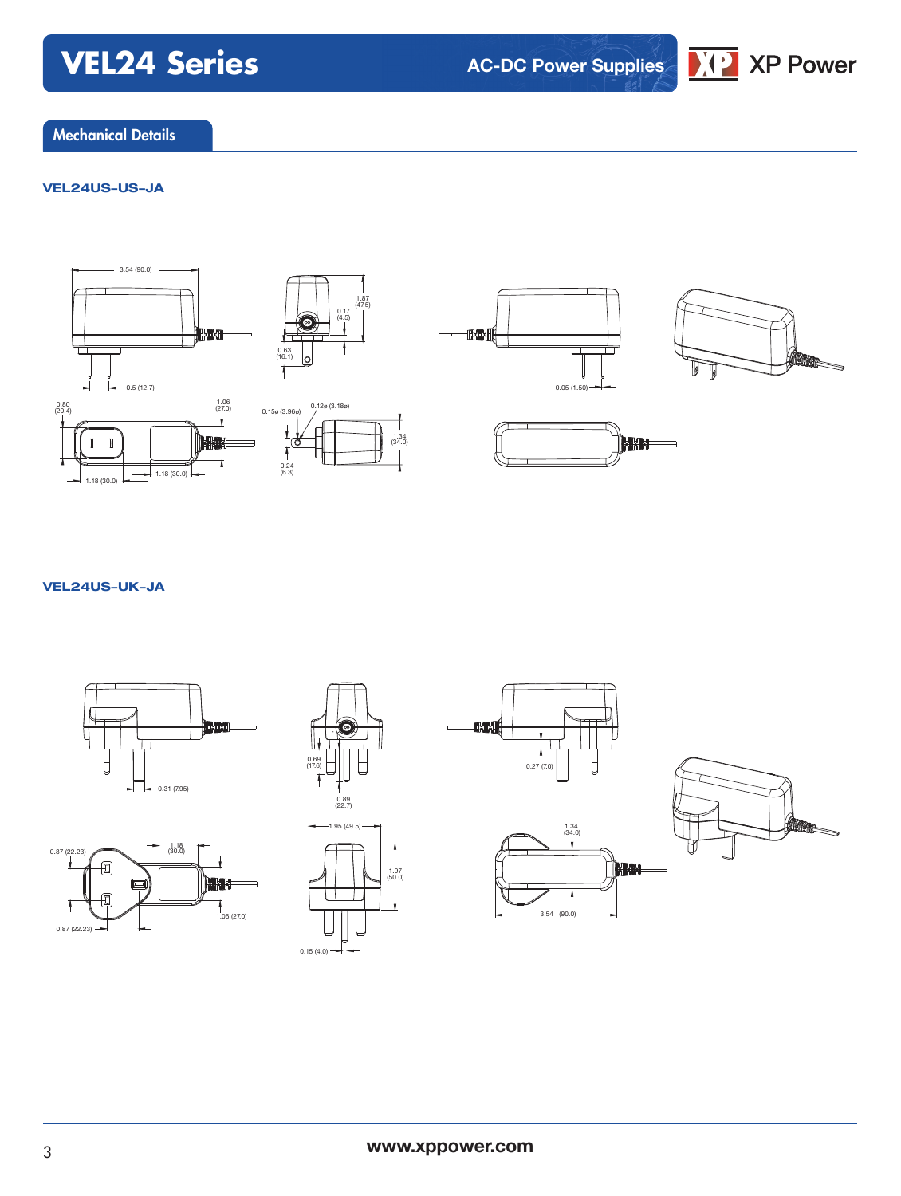## Mechanical Details

### VEL24US-US-JA

3.54 (90.0)

1.87
(47.5)

0.17
(4.5)

0.63
(16.1)

0.5 (12.7)

0.05 (1.50)

0.80
(20.4)

1.06
(27.0)

1.18 (30.0)

1.18 (30.0)

0.15ø (3.96ø)

0.12ø (3.18ø)

1.34
(34.0)

0.24
(6.3)

### VEL24US-UK-JA

0.31 (7.95)

0.69
(17.6)

0.89
(22.7)

0.27 (7.0)

1.95 (49.5)

1.97
(50.0)

0.15 (4.0)

0.87 (22.23)

1.18
(30.0)

1.06 (27.0)

0.87 (22.23)

1.34
(34.0)

3.54 (90.0)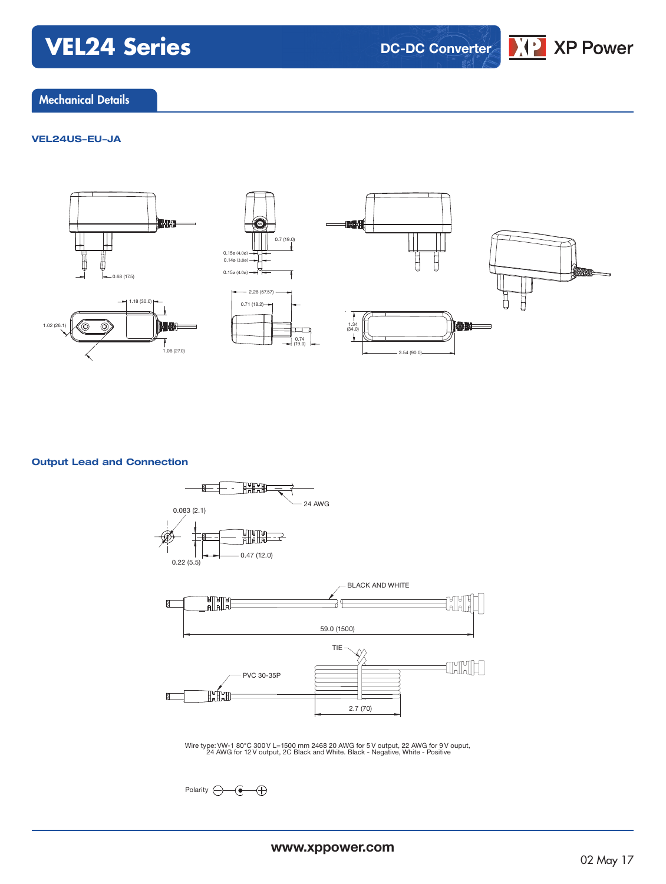## Mechanical Details

### VEL24US–EU–JA

0.68 (17.5)

0.7 (19.0)
0.15ø (4.0ø)
0.14ø (3.8ø)
0.15ø (4.0ø)

1.18 (30.0)
1.02 (26.1)
1.06 (27.0)

2.26 (57.57)
0.71 (18.2)
0.74 (19.0)

1.34 (34.0)
3.54 (90.0)

### Output Lead and Connection

24 AWG
0.083 (2.1)
0.22 (5.5)
0.47 (12.0)

BLACK AND WHITE
59.0 (1500)

TIE
PVC 30-35P
2.7 (70)

Wire type: VW-1 80°C 300 V L=1500 mm 2468 20 AWG for 5 V output, 22 AWG for 9 V ouput, 24 AWG for 12 V output, 2C Black and White. Black - Negative, White - Positive

Polarity